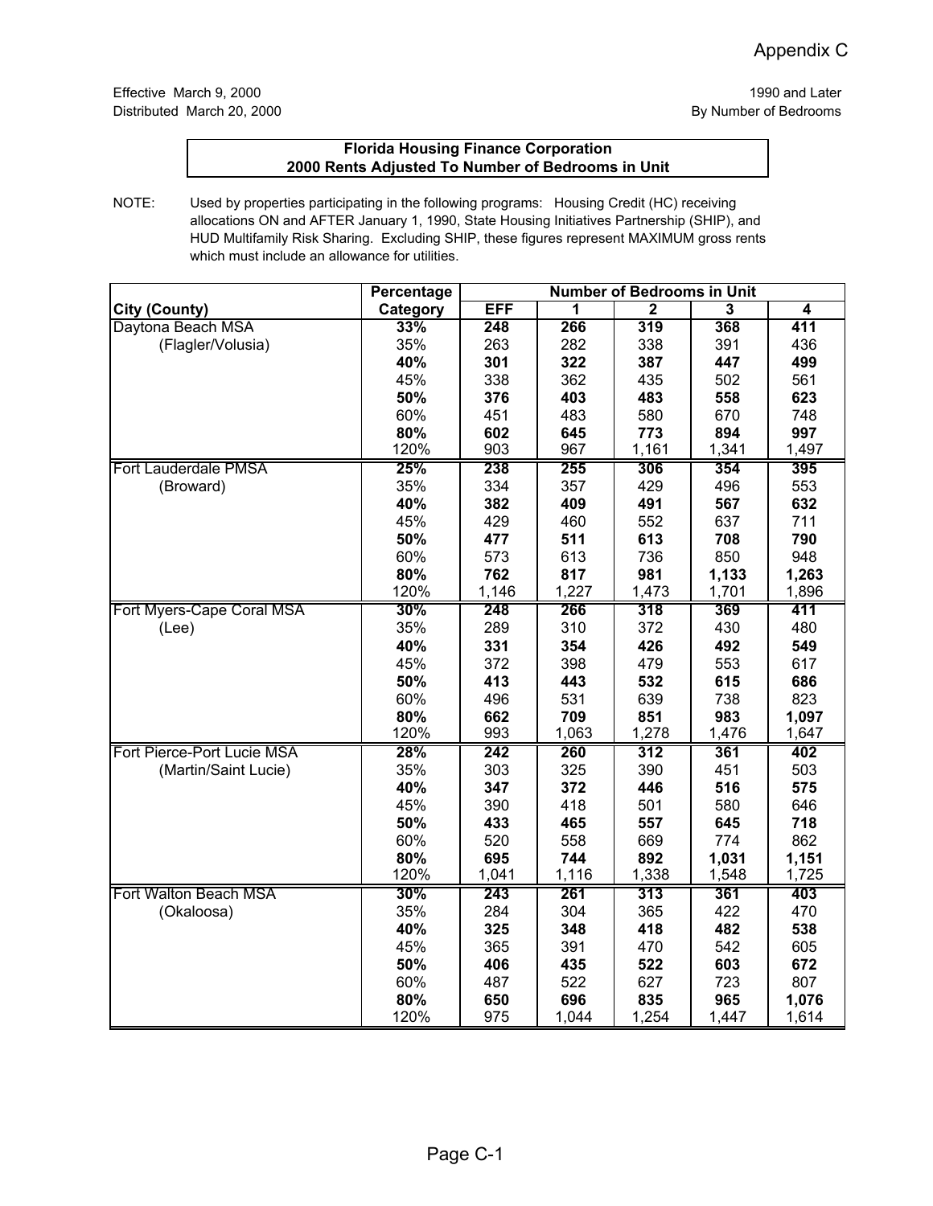Appendix C

Effective March 9, 2000
Distributed March 20, 2000

1990 and Later
By Number of Bedrooms

## Florida Housing Finance Corporation
## 2000 Rents Adjusted To Number of Bedrooms in Unit

NOTE: Used by properties participating in the following programs: Housing Credit (HC) receiving allocations ON and AFTER January 1, 1990, State Housing Initiatives Partnership (SHIP), and HUD Multifamily Risk Sharing. Excluding SHIP, these figures represent MAXIMUM gross rents which must include an allowance for utilities.

| | Percentage | Number of Bedrooms in Unit | | | | |
|---|---|---|---|---|---|---|
| **City (County)** | **Category** | **EFF** | **1** | **2** | **3** | **4** |
| Daytona Beach MSA | **33%** | **248** | **266** | **319** | **368** | **411** |
| (Flagler/Volusia) | 35% | 263 | 282 | 338 | 391 | 436 |
| | **40%** | **301** | **322** | **387** | **447** | **499** |
| | 45% | 338 | 362 | 435 | 502 | 561 |
| | **50%** | **376** | **403** | **483** | **558** | **623** |
| | 60% | 451 | 483 | 580 | 670 | 748 |
| | **80%** | **602** | **645** | **773** | **894** | **997** |
| | 120% | 903 | 967 | 1,161 | 1,341 | 1,497 |
| Fort Lauderdale PMSA | **25%** | **238** | **255** | **306** | **354** | **395** |
| (Broward) | 35% | 334 | 357 | 429 | 496 | 553 |
| | **40%** | **382** | **409** | **491** | **567** | **632** |
| | 45% | 429 | 460 | 552 | 637 | 711 |
| | **50%** | **477** | **511** | **613** | **708** | **790** |
| | 60% | 573 | 613 | 736 | 850 | 948 |
| | **80%** | **762** | **817** | **981** | **1,133** | **1,263** |
| | 120% | 1,146 | 1,227 | 1,473 | 1,701 | 1,896 |
| Fort Myers-Cape Coral MSA | **30%** | **248** | **266** | **318** | **369** | **411** |
| (Lee) | 35% | 289 | 310 | 372 | 430 | 480 |
| | **40%** | **331** | **354** | **426** | **492** | **549** |
| | 45% | 372 | 398 | 479 | 553 | 617 |
| | **50%** | **413** | **443** | **532** | **615** | **686** |
| | 60% | 496 | 531 | 639 | 738 | 823 |
| | **80%** | **662** | **709** | **851** | **983** | **1,097** |
| | 120% | 993 | 1,063 | 1,278 | 1,476 | 1,647 |
| Fort Pierce-Port Lucie MSA | **28%** | **242** | **260** | **312** | **361** | **402** |
| (Martin/Saint Lucie) | 35% | 303 | 325 | 390 | 451 | 503 |
| | **40%** | **347** | **372** | **446** | **516** | **575** |
| | 45% | 390 | 418 | 501 | 580 | 646 |
| | **50%** | **433** | **465** | **557** | **645** | **718** |
| | 60% | 520 | 558 | 669 | 774 | 862 |
| | **80%** | **695** | **744** | **892** | **1,031** | **1,151** |
| | 120% | 1,041 | 1,116 | 1,338 | 1,548 | 1,725 |
| Fort Walton Beach MSA | **30%** | **243** | **261** | **313** | **361** | **403** |
| (Okaloosa) | 35% | 284 | 304 | 365 | 422 | 470 |
| | **40%** | **325** | **348** | **418** | **482** | **538** |
| | 45% | 365 | 391 | 470 | 542 | 605 |
| | **50%** | **406** | **435** | **522** | **603** | **672** |
| | 60% | 487 | 522 | 627 | 723 | 807 |
| | **80%** | **650** | **696** | **835** | **965** | **1,076** |
| | 120% | 975 | 1,044 | 1,254 | 1,447 | 1,614 |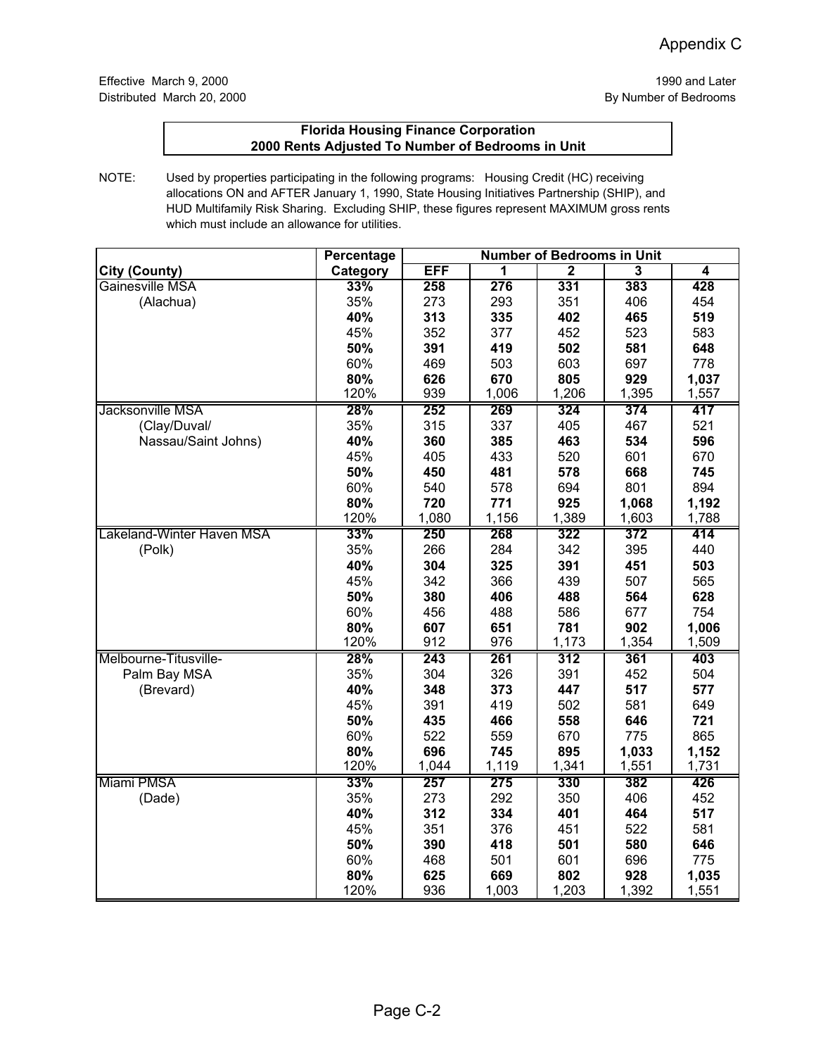Appendix C

Effective March 9, 2000
Distributed March 20, 2000

1990 and Later
By Number of Bedrooms

**Florida Housing Finance Corporation**
**2000 Rents Adjusted To Number of Bedrooms in Unit**

NOTE: Used by properties participating in the following programs: Housing Credit (HC) receiving allocations ON and AFTER January 1, 1990, State Housing Initiatives Partnership (SHIP), and HUD Multifamily Risk Sharing. Excluding SHIP, these figures represent MAXIMUM gross rents which must include an allowance for utilities.

| | Percentage | Number of Bedrooms in Unit | | | | |
|---|---|---|---|---|---|---|
| **City (County)** | **Category** | **EFF** | **1** | **2** | **3** | **4** |
| Gainesville MSA | **33%** | **258** | **276** | **331** | **383** | **428** |
| (Alachua) | 35% | 273 | 293 | 351 | 406 | 454 |
| | **40%** | **313** | **335** | **402** | **465** | **519** |
| | 45% | 352 | 377 | 452 | 523 | 583 |
| | **50%** | **391** | **419** | **502** | **581** | **648** |
| | 60% | 469 | 503 | 603 | 697 | 778 |
| | **80%** | **626** | **670** | **805** | **929** | **1,037** |
| | 120% | 939 | 1,006 | 1,206 | 1,395 | 1,557 |
| Jacksonville MSA | **28%** | **252** | **269** | **324** | **374** | **417** |
| (Clay/Duval/ | 35% | 315 | 337 | 405 | 467 | 521 |
| Nassau/Saint Johns) | **40%** | **360** | **385** | **463** | **534** | **596** |
| | 45% | 405 | 433 | 520 | 601 | 670 |
| | **50%** | **450** | **481** | **578** | **668** | **745** |
| | 60% | 540 | 578 | 694 | 801 | 894 |
| | **80%** | **720** | **771** | **925** | **1,068** | **1,192** |
| | 120% | 1,080 | 1,156 | 1,389 | 1,603 | 1,788 |
| Lakeland-Winter Haven MSA | **33%** | **250** | **268** | **322** | **372** | **414** |
| (Polk) | 35% | 266 | 284 | 342 | 395 | 440 |
| | **40%** | **304** | **325** | **391** | **451** | **503** |
| | 45% | 342 | 366 | 439 | 507 | 565 |
| | **50%** | **380** | **406** | **488** | **564** | **628** |
| | 60% | 456 | 488 | 586 | 677 | 754 |
| | **80%** | **607** | **651** | **781** | **902** | **1,006** |
| | 120% | 912 | 976 | 1,173 | 1,354 | 1,509 |
| Melbourne-Titusville- | **28%** | **243** | **261** | **312** | **361** | **403** |
| Palm Bay MSA | 35% | 304 | 326 | 391 | 452 | 504 |
| (Brevard) | **40%** | **348** | **373** | **447** | **517** | **577** |
| | 45% | 391 | 419 | 502 | 581 | 649 |
| | **50%** | **435** | **466** | **558** | **646** | **721** |
| | 60% | 522 | 559 | 670 | 775 | 865 |
| | **80%** | **696** | **745** | **895** | **1,033** | **1,152** |
| | 120% | 1,044 | 1,119 | 1,341 | 1,551 | 1,731 |
| Miami PMSA | **33%** | **257** | **275** | **330** | **382** | **426** |
| (Dade) | 35% | 273 | 292 | 350 | 406 | 452 |
| | **40%** | **312** | **334** | **401** | **464** | **517** |
| | 45% | 351 | 376 | 451 | 522 | 581 |
| | **50%** | **390** | **418** | **501** | **580** | **646** |
| | 60% | 468 | 501 | 601 | 696 | 775 |
| | **80%** | **625** | **669** | **802** | **928** | **1,035** |
| | 120% | 936 | 1,003 | 1,203 | 1,392 | 1,551 |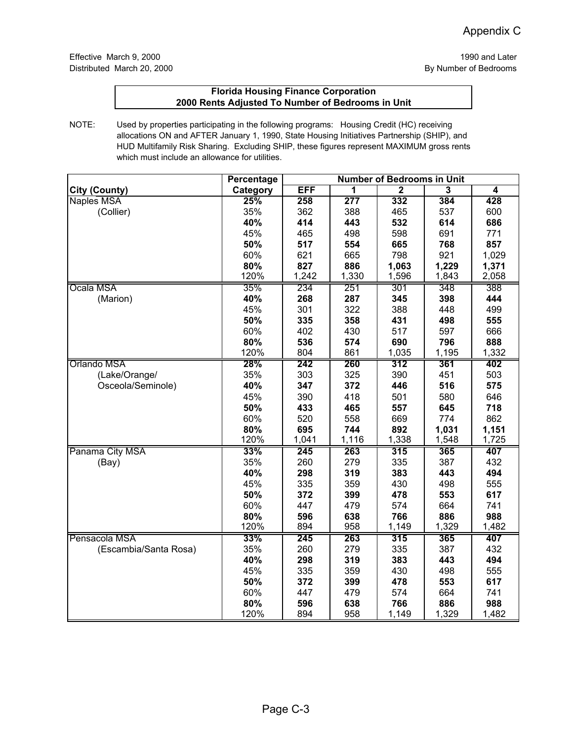Appendix C

Effective March 9, 2000
Distributed March 20, 2000

1990 and Later
By Number of Bedrooms

**Florida Housing Finance Corporation**
**2000 Rents Adjusted To Number of Bedrooms in Unit**

NOTE: Used by properties participating in the following programs: Housing Credit (HC) receiving allocations ON and AFTER January 1, 1990, State Housing Initiatives Partnership (SHIP), and HUD Multifamily Risk Sharing. Excluding SHIP, these figures represent MAXIMUM gross rents which must include an allowance for utilities.

| | Percentage | Number of Bedrooms in Unit | | | | |
|---|---|---|---|---|---|---|
| **City (County)** | **Category** | **EFF** | **1** | **2** | **3** | **4** |
| Naples MSA | **25%** | **258** | **277** | **332** | **384** | **428** |
| (Collier) | 35% | 362 | 388 | 465 | 537 | 600 |
| | **40%** | **414** | **443** | **532** | **614** | **686** |
| | 45% | 465 | 498 | 598 | 691 | 771 |
| | **50%** | **517** | **554** | **665** | **768** | **857** |
| | 60% | 621 | 665 | 798 | 921 | 1,029 |
| | **80%** | **827** | **886** | **1,063** | **1,229** | **1,371** |
| | 120% | 1,242 | 1,330 | 1,596 | 1,843 | 2,058 |
| Ocala MSA | 35% | 234 | 251 | 301 | 348 | 388 |
| (Marion) | **40%** | **268** | **287** | **345** | **398** | **444** |
| | 45% | 301 | 322 | 388 | 448 | 499 |
| | **50%** | **335** | **358** | **431** | **498** | **555** |
| | 60% | 402 | 430 | 517 | 597 | 666 |
| | **80%** | **536** | **574** | **690** | **796** | **888** |
| | 120% | 804 | 861 | 1,035 | 1,195 | 1,332 |
| Orlando MSA | **28%** | **242** | **260** | **312** | **361** | **402** |
| (Lake/Orange/ | 35% | 303 | 325 | 390 | 451 | 503 |
| Osceola/Seminole) | **40%** | **347** | **372** | **446** | **516** | **575** |
| | 45% | 390 | 418 | 501 | 580 | 646 |
| | **50%** | **433** | **465** | **557** | **645** | **718** |
| | 60% | 520 | 558 | 669 | 774 | 862 |
| | **80%** | **695** | **744** | **892** | **1,031** | **1,151** |
| | 120% | 1,041 | 1,116 | 1,338 | 1,548 | 1,725 |
| Panama City MSA | **33%** | **245** | **263** | **315** | **365** | **407** |
| (Bay) | 35% | 260 | 279 | 335 | 387 | 432 |
| | **40%** | **298** | **319** | **383** | **443** | **494** |
| | 45% | 335 | 359 | 430 | 498 | 555 |
| | **50%** | **372** | **399** | **478** | **553** | **617** |
| | 60% | 447 | 479 | 574 | 664 | 741 |
| | **80%** | **596** | **638** | **766** | **886** | **988** |
| | 120% | 894 | 958 | 1,149 | 1,329 | 1,482 |
| Pensacola MSA | **33%** | **245** | **263** | **315** | **365** | **407** |
| (Escambia/Santa Rosa) | 35% | 260 | 279 | 335 | 387 | 432 |
| | **40%** | **298** | **319** | **383** | **443** | **494** |
| | 45% | 335 | 359 | 430 | 498 | 555 |
| | **50%** | **372** | **399** | **478** | **553** | **617** |
| | 60% | 447 | 479 | 574 | 664 | 741 |
| | **80%** | **596** | **638** | **766** | **886** | **988** |
| | 120% | 894 | 958 | 1,149 | 1,329 | 1,482 |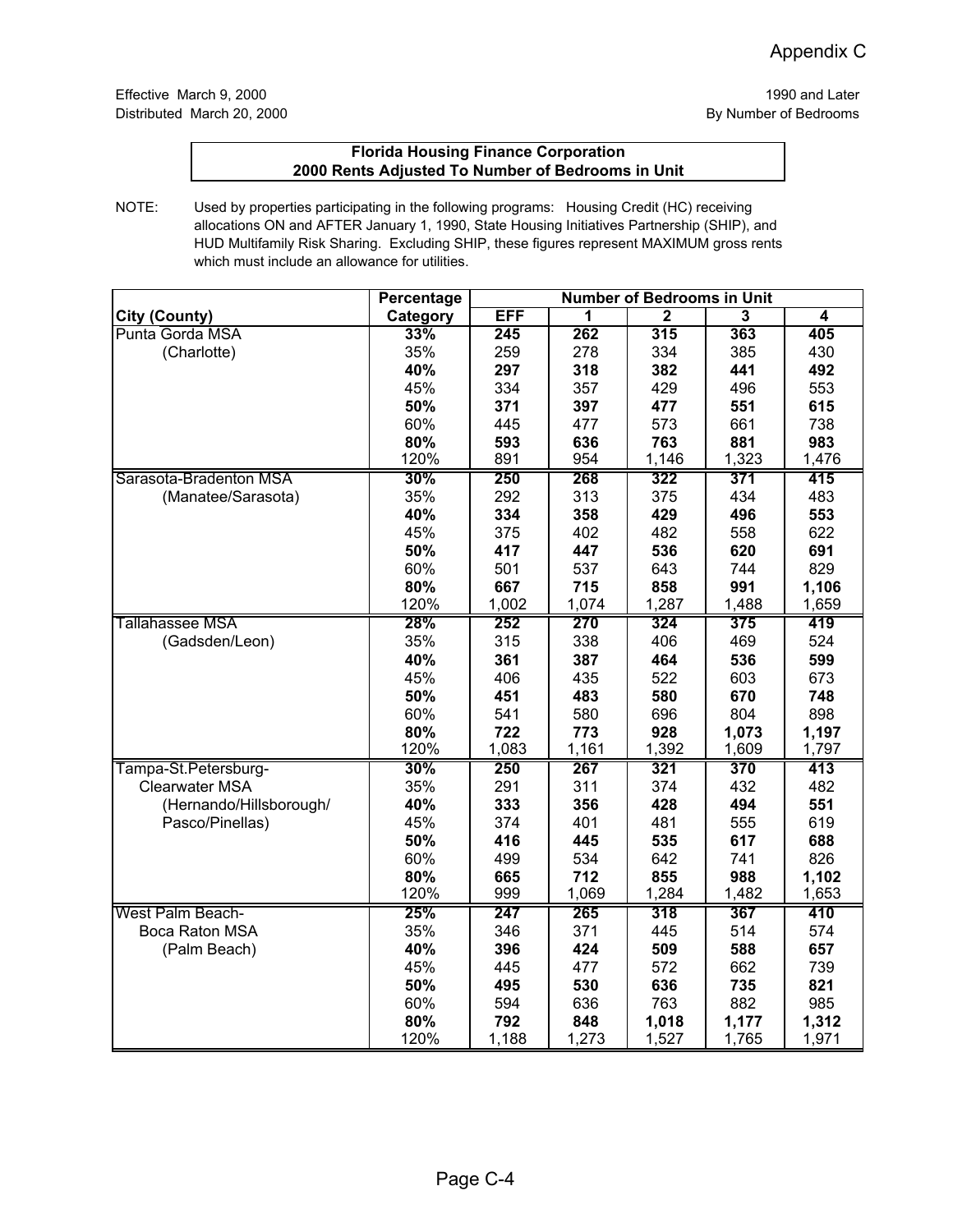Appendix C

Effective March 9, 2000
Distributed March 20, 2000

1990 and Later
By Number of Bedrooms

**Florida Housing Finance Corporation**
**2000 Rents Adjusted To Number of Bedrooms in Unit**

NOTE: Used by properties participating in the following programs: Housing Credit (HC) receiving allocations ON and AFTER January 1, 1990, State Housing Initiatives Partnership (SHIP), and HUD Multifamily Risk Sharing. Excluding SHIP, these figures represent MAXIMUM gross rents which must include an allowance for utilities.

| | Percentage | Number of Bedrooms in Unit | | | | |
|---|---|---|---|---|---|---|
| **City (County)** | **Category** | **EFF** | **1** | **2** | **3** | **4** |
| Punta Gorda MSA | **33%** | **245** | **262** | **315** | **363** | **405** |
| (Charlotte) | 35% | 259 | 278 | 334 | 385 | 430 |
| | **40%** | **297** | **318** | **382** | **441** | **492** |
| | 45% | 334 | 357 | 429 | 496 | 553 |
| | **50%** | **371** | **397** | **477** | **551** | **615** |
| | 60% | 445 | 477 | 573 | 661 | 738 |
| | **80%** | **593** | **636** | **763** | **881** | **983** |
| | 120% | 891 | 954 | 1,146 | 1,323 | 1,476 |
| Sarasota-Bradenton MSA | **30%** | **250** | **268** | **322** | **371** | **415** |
| (Manatee/Sarasota) | 35% | 292 | 313 | 375 | 434 | 483 |
| | **40%** | **334** | **358** | **429** | **496** | **553** |
| | 45% | 375 | 402 | 482 | 558 | 622 |
| | **50%** | **417** | **447** | **536** | **620** | **691** |
| | 60% | 501 | 537 | 643 | 744 | 829 |
| | **80%** | **667** | **715** | **858** | **991** | **1,106** |
| | 120% | 1,002 | 1,074 | 1,287 | 1,488 | 1,659 |
| Tallahassee MSA | **28%** | **252** | **270** | **324** | **375** | **419** |
| (Gadsden/Leon) | 35% | 315 | 338 | 406 | 469 | 524 |
| | **40%** | **361** | **387** | **464** | **536** | **599** |
| | 45% | 406 | 435 | 522 | 603 | 673 |
| | **50%** | **451** | **483** | **580** | **670** | **748** |
| | 60% | 541 | 580 | 696 | 804 | 898 |
| | **80%** | **722** | **773** | **928** | **1,073** | **1,197** |
| | 120% | 1,083 | 1,161 | 1,392 | 1,609 | 1,797 |
| Tampa-St.Petersburg- | **30%** | **250** | **267** | **321** | **370** | **413** |
| Clearwater MSA | 35% | 291 | 311 | 374 | 432 | 482 |
| (Hernando/Hillsborough/ | **40%** | **333** | **356** | **428** | **494** | **551** |
| Pasco/Pinellas) | 45% | 374 | 401 | 481 | 555 | 619 |
| | **50%** | **416** | **445** | **535** | **617** | **688** |
| | 60% | 499 | 534 | 642 | 741 | 826 |
| | **80%** | **665** | **712** | **855** | **988** | **1,102** |
| | 120% | 999 | 1,069 | 1,284 | 1,482 | 1,653 |
| West Palm Beach- | **25%** | **247** | **265** | **318** | **367** | **410** |
| Boca Raton MSA | 35% | 346 | 371 | 445 | 514 | 574 |
| (Palm Beach) | **40%** | **396** | **424** | **509** | **588** | **657** |
| | 45% | 445 | 477 | 572 | 662 | 739 |
| | **50%** | **495** | **530** | **636** | **735** | **821** |
| | 60% | 594 | 636 | 763 | 882 | 985 |
| | **80%** | **792** | **848** | **1,018** | **1,177** | **1,312** |
| | 120% | 1,188 | 1,273 | 1,527 | 1,765 | 1,971 |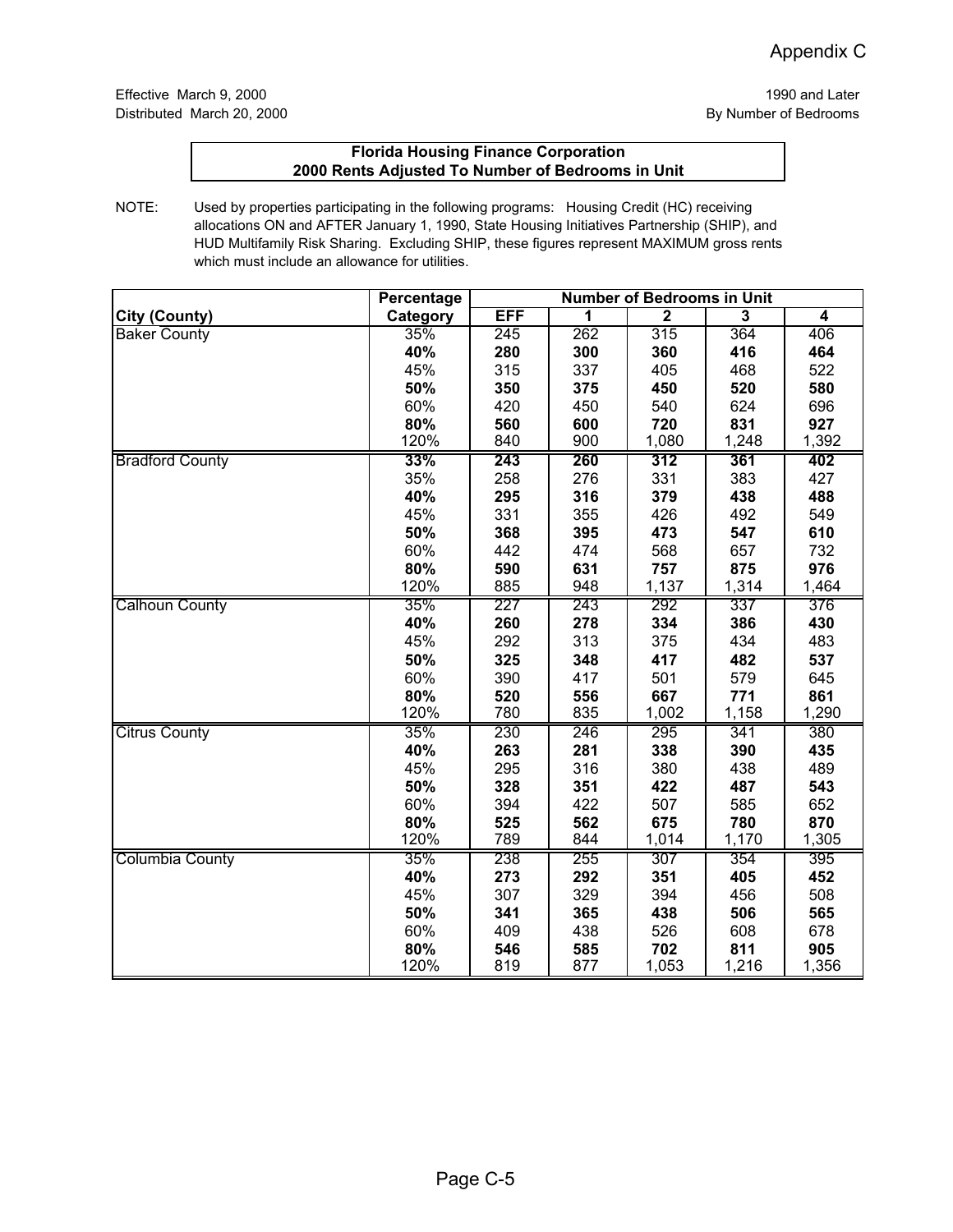Appendix C

Effective March 9, 2000
Distributed March 20, 2000

1990 and Later
By Number of Bedrooms

**Florida Housing Finance Corporation**
**2000 Rents Adjusted To Number of Bedrooms in Unit**

NOTE: Used by properties participating in the following programs: Housing Credit (HC) receiving allocations ON and AFTER January 1, 1990, State Housing Initiatives Partnership (SHIP), and HUD Multifamily Risk Sharing. Excluding SHIP, these figures represent MAXIMUM gross rents which must include an allowance for utilities.

| | Percentage | Number of Bedrooms in Unit | | | | |
|---|---|---|---|---|---|---|
| **City (County)** | **Category** | **EFF** | **1** | **2** | **3** | **4** |
| Baker County | 35% | 245 | 262 | 315 | 364 | 406 |
| | **40%** | **280** | **300** | **360** | **416** | **464** |
| | 45% | 315 | 337 | 405 | 468 | 522 |
| | **50%** | **350** | **375** | **450** | **520** | **580** |
| | 60% | 420 | 450 | 540 | 624 | 696 |
| | **80%** | **560** | **600** | **720** | **831** | **927** |
| | 120% | 840 | 900 | 1,080 | 1,248 | 1,392 |
| Bradford County | **33%** | **243** | **260** | **312** | **361** | **402** |
| | 35% | 258 | 276 | 331 | 383 | 427 |
| | **40%** | **295** | **316** | **379** | **438** | **488** |
| | 45% | 331 | 355 | 426 | 492 | 549 |
| | **50%** | **368** | **395** | **473** | **547** | **610** |
| | 60% | 442 | 474 | 568 | 657 | 732 |
| | **80%** | **590** | **631** | **757** | **875** | **976** |
| | 120% | 885 | 948 | 1,137 | 1,314 | 1,464 |
| Calhoun County | 35% | 227 | 243 | 292 | 337 | 376 |
| | **40%** | **260** | **278** | **334** | **386** | **430** |
| | 45% | 292 | 313 | 375 | 434 | 483 |
| | **50%** | **325** | **348** | **417** | **482** | **537** |
| | 60% | 390 | 417 | 501 | 579 | 645 |
| | **80%** | **520** | **556** | **667** | **771** | **861** |
| | 120% | 780 | 835 | 1,002 | 1,158 | 1,290 |
| Citrus County | 35% | 230 | 246 | 295 | 341 | 380 |
| | **40%** | **263** | **281** | **338** | **390** | **435** |
| | 45% | 295 | 316 | 380 | 438 | 489 |
| | **50%** | **328** | **351** | **422** | **487** | **543** |
| | 60% | 394 | 422 | 507 | 585 | 652 |
| | **80%** | **525** | **562** | **675** | **780** | **870** |
| | 120% | 789 | 844 | 1,014 | 1,170 | 1,305 |
| Columbia County | 35% | 238 | 255 | 307 | 354 | 395 |
| | **40%** | **273** | **292** | **351** | **405** | **452** |
| | 45% | 307 | 329 | 394 | 456 | 508 |
| | **50%** | **341** | **365** | **438** | **506** | **565** |
| | 60% | 409 | 438 | 526 | 608 | 678 |
| | **80%** | **546** | **585** | **702** | **811** | **905** |
| | 120% | 819 | 877 | 1,053 | 1,216 | 1,356 |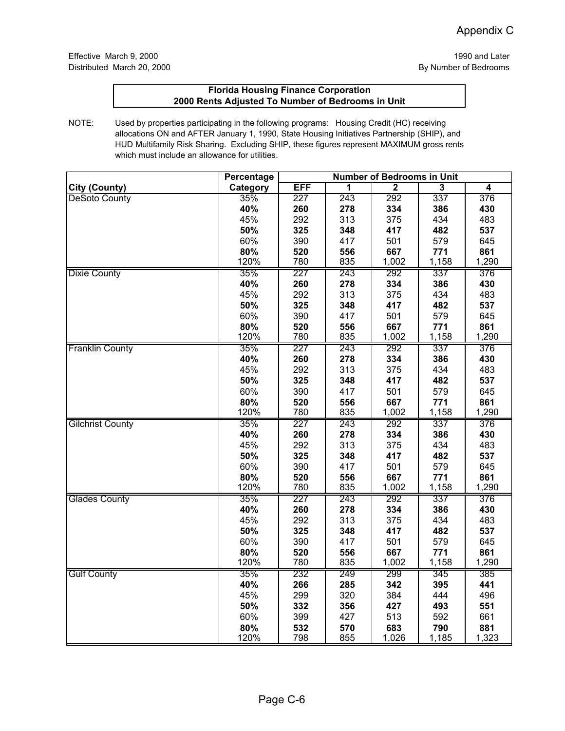Appendix C

Effective March 9, 2000
Distributed March 20, 2000

1990 and Later
By Number of Bedrooms

**Florida Housing Finance Corporation**
**2000 Rents Adjusted To Number of Bedrooms in Unit**

NOTE: Used by properties participating in the following programs: Housing Credit (HC) receiving allocations ON and AFTER January 1, 1990, State Housing Initiatives Partnership (SHIP), and HUD Multifamily Risk Sharing. Excluding SHIP, these figures represent MAXIMUM gross rents which must include an allowance for utilities.

| City (County) | Percentage Category | Number of Bedrooms in Unit EFF | 1 | 2 | 3 | 4 |
|---|---|---|---|---|---|---|
| DeSoto County | 35% | 227 | 243 | 292 | 337 | 376 |
| | **40%** | **260** | **278** | **334** | **386** | **430** |
| | 45% | 292 | 313 | 375 | 434 | 483 |
| | **50%** | **325** | **348** | **417** | **482** | **537** |
| | 60% | 390 | 417 | 501 | 579 | 645 |
| | **80%** | **520** | **556** | **667** | **771** | **861** |
| | 120% | 780 | 835 | 1,002 | 1,158 | 1,290 |
| Dixie County | 35% | 227 | 243 | 292 | 337 | 376 |
| | **40%** | **260** | **278** | **334** | **386** | **430** |
| | 45% | 292 | 313 | 375 | 434 | 483 |
| | **50%** | **325** | **348** | **417** | **482** | **537** |
| | 60% | 390 | 417 | 501 | 579 | 645 |
| | **80%** | **520** | **556** | **667** | **771** | **861** |
| | 120% | 780 | 835 | 1,002 | 1,158 | 1,290 |
| Franklin County | 35% | 227 | 243 | 292 | 337 | 376 |
| | **40%** | **260** | **278** | **334** | **386** | **430** |
| | 45% | 292 | 313 | 375 | 434 | 483 |
| | **50%** | **325** | **348** | **417** | **482** | **537** |
| | 60% | 390 | 417 | 501 | 579 | 645 |
| | **80%** | **520** | **556** | **667** | **771** | **861** |
| | 120% | 780 | 835 | 1,002 | 1,158 | 1,290 |
| Gilchrist County | 35% | 227 | 243 | 292 | 337 | 376 |
| | **40%** | **260** | **278** | **334** | **386** | **430** |
| | 45% | 292 | 313 | 375 | 434 | 483 |
| | **50%** | **325** | **348** | **417** | **482** | **537** |
| | 60% | 390 | 417 | 501 | 579 | 645 |
| | **80%** | **520** | **556** | **667** | **771** | **861** |
| | 120% | 780 | 835 | 1,002 | 1,158 | 1,290 |
| Glades County | 35% | 227 | 243 | 292 | 337 | 376 |
| | **40%** | **260** | **278** | **334** | **386** | **430** |
| | 45% | 292 | 313 | 375 | 434 | 483 |
| | **50%** | **325** | **348** | **417** | **482** | **537** |
| | 60% | 390 | 417 | 501 | 579 | 645 |
| | **80%** | **520** | **556** | **667** | **771** | **861** |
| | 120% | 780 | 835 | 1,002 | 1,158 | 1,290 |
| Gulf County | 35% | 232 | 249 | 299 | 345 | 385 |
| | **40%** | **266** | **285** | **342** | **395** | **441** |
| | 45% | 299 | 320 | 384 | 444 | 496 |
| | **50%** | **332** | **356** | **427** | **493** | **551** |
| | 60% | 399 | 427 | 513 | 592 | 661 |
| | **80%** | **532** | **570** | **683** | **790** | **881** |
| | 120% | 798 | 855 | 1,026 | 1,185 | 1,323 |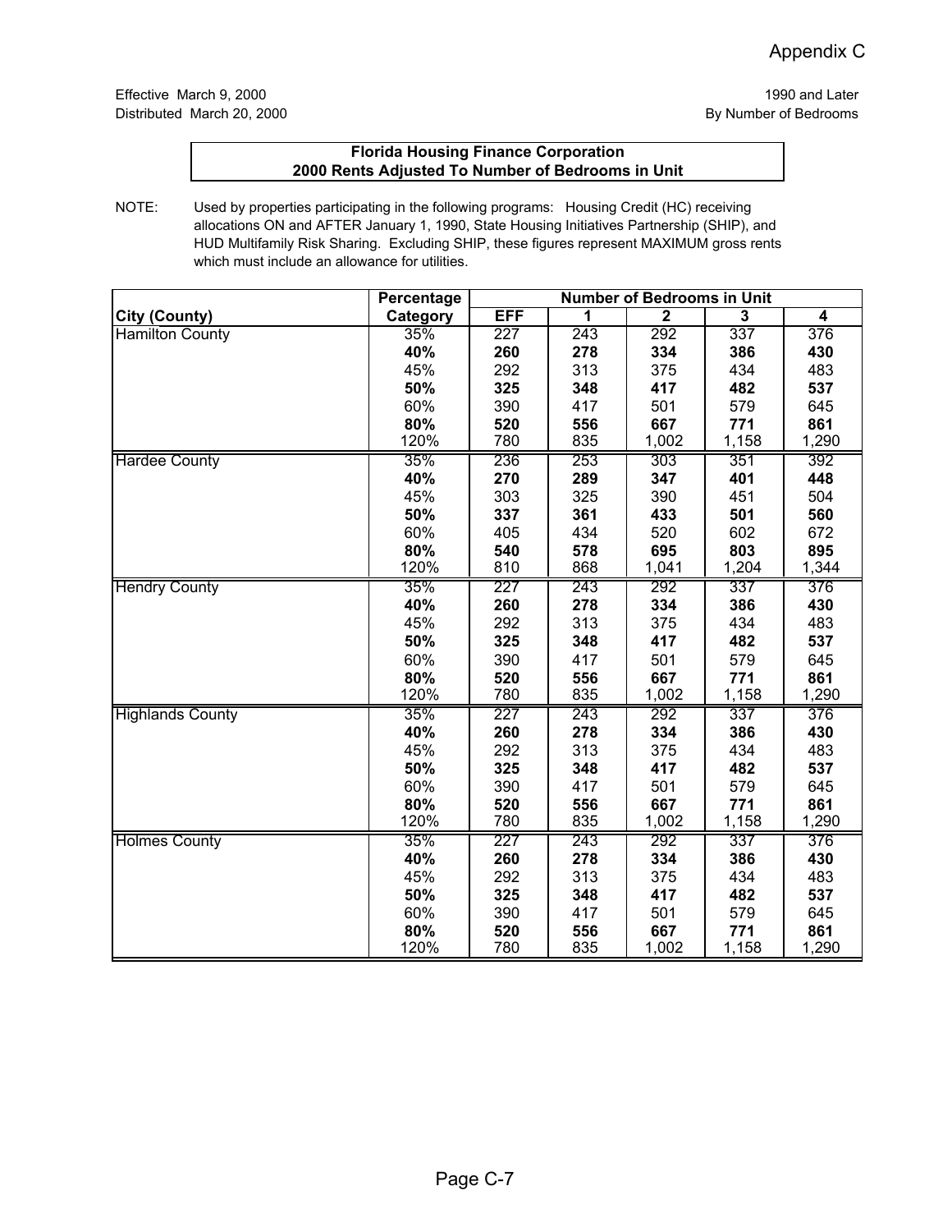Appendix C

Effective March 9, 2000
Distributed March 20, 2000

1990 and Later
By Number of Bedrooms

**Florida Housing Finance Corporation**
**2000 Rents Adjusted To Number of Bedrooms in Unit**

NOTE: Used by properties participating in the following programs: Housing Credit (HC) receiving allocations ON and AFTER January 1, 1990, State Housing Initiatives Partnership (SHIP), and HUD Multifamily Risk Sharing. Excluding SHIP, these figures represent MAXIMUM gross rents which must include an allowance for utilities.

| | Percentage | Number of Bedrooms in Unit | | | | |
|---|---|---|---|---|---|---|
| **City (County)** | **Category** | **EFF** | **1** | **2** | **3** | **4** |
| Hamilton County | 35% | 227 | 243 | 292 | 337 | 376 |
| | **40%** | **260** | **278** | **334** | **386** | **430** |
| | 45% | 292 | 313 | 375 | 434 | 483 |
| | **50%** | **325** | **348** | **417** | **482** | **537** |
| | 60% | 390 | 417 | 501 | 579 | 645 |
| | **80%** | **520** | **556** | **667** | **771** | **861** |
| | 120% | 780 | 835 | 1,002 | 1,158 | 1,290 |
| Hardee County | 35% | 236 | 253 | 303 | 351 | 392 |
| | **40%** | **270** | **289** | **347** | **401** | **448** |
| | 45% | 303 | 325 | 390 | 451 | 504 |
| | **50%** | **337** | **361** | **433** | **501** | **560** |
| | 60% | 405 | 434 | 520 | 602 | 672 |
| | **80%** | **540** | **578** | **695** | **803** | **895** |
| | 120% | 810 | 868 | 1,041 | 1,204 | 1,344 |
| Hendry County | 35% | 227 | 243 | 292 | 337 | 376 |
| | **40%** | **260** | **278** | **334** | **386** | **430** |
| | 45% | 292 | 313 | 375 | 434 | 483 |
| | **50%** | **325** | **348** | **417** | **482** | **537** |
| | 60% | 390 | 417 | 501 | 579 | 645 |
| | **80%** | **520** | **556** | **667** | **771** | **861** |
| | 120% | 780 | 835 | 1,002 | 1,158 | 1,290 |
| Highlands County | 35% | 227 | 243 | 292 | 337 | 376 |
| | **40%** | **260** | **278** | **334** | **386** | **430** |
| | 45% | 292 | 313 | 375 | 434 | 483 |
| | **50%** | **325** | **348** | **417** | **482** | **537** |
| | 60% | 390 | 417 | 501 | 579 | 645 |
| | **80%** | **520** | **556** | **667** | **771** | **861** |
| | 120% | 780 | 835 | 1,002 | 1,158 | 1,290 |
| Holmes County | 35% | 227 | 243 | 292 | 337 | 376 |
| | **40%** | **260** | **278** | **334** | **386** | **430** |
| | 45% | 292 | 313 | 375 | 434 | 483 |
| | **50%** | **325** | **348** | **417** | **482** | **537** |
| | 60% | 390 | 417 | 501 | 579 | 645 |
| | **80%** | **520** | **556** | **667** | **771** | **861** |
| | 120% | 780 | 835 | 1,002 | 1,158 | 1,290 |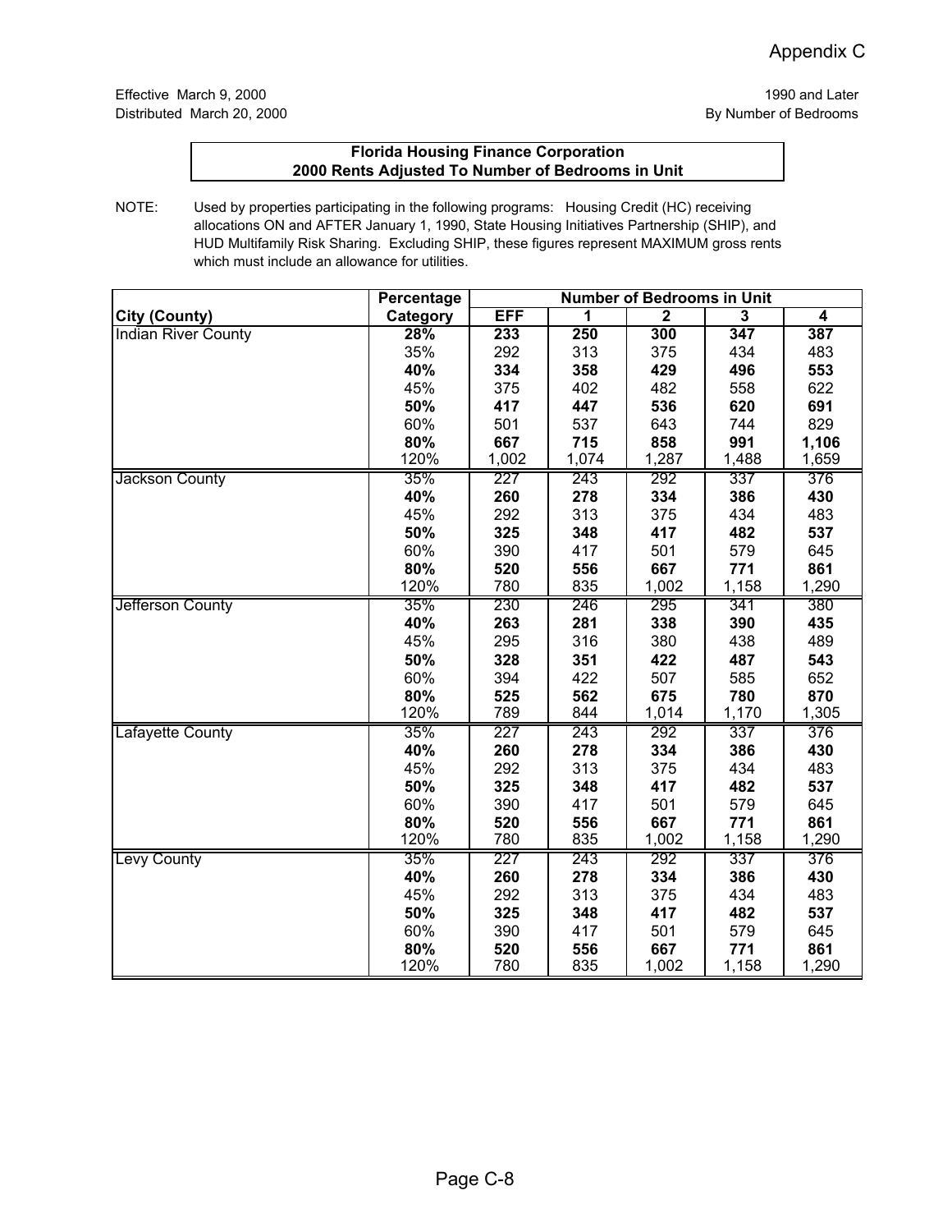Appendix C

Effective March 9, 2000
Distributed March 20, 2000

1990 and Later
By Number of Bedrooms

**Florida Housing Finance Corporation**
**2000 Rents Adjusted To Number of Bedrooms in Unit**

NOTE: Used by properties participating in the following programs: Housing Credit (HC) receiving allocations ON and AFTER January 1, 1990, State Housing Initiatives Partnership (SHIP), and HUD Multifamily Risk Sharing. Excluding SHIP, these figures represent MAXIMUM gross rents which must include an allowance for utilities.

| | Percentage | Number of Bedrooms in Unit | | | | |
|---|---|---|---|---|---|---|
| **City (County)** | **Category** | **EFF** | **1** | **2** | **3** | **4** |
| Indian River County | **28%** | **233** | **250** | **300** | **347** | **387** |
| | 35% | 292 | 313 | 375 | 434 | 483 |
| | **40%** | **334** | **358** | **429** | **496** | **553** |
| | 45% | 375 | 402 | 482 | 558 | 622 |
| | **50%** | **417** | **447** | **536** | **620** | **691** |
| | 60% | 501 | 537 | 643 | 744 | 829 |
| | **80%** | **667** | **715** | **858** | **991** | **1,106** |
| | 120% | 1,002 | 1,074 | 1,287 | 1,488 | 1,659 |
| Jackson County | 35% | 227 | 243 | 292 | 337 | 376 |
| | **40%** | **260** | **278** | **334** | **386** | **430** |
| | 45% | 292 | 313 | 375 | 434 | 483 |
| | **50%** | **325** | **348** | **417** | **482** | **537** |
| | 60% | 390 | 417 | 501 | 579 | 645 |
| | **80%** | **520** | **556** | **667** | **771** | **861** |
| | 120% | 780 | 835 | 1,002 | 1,158 | 1,290 |
| Jefferson County | 35% | 230 | 246 | 295 | 341 | 380 |
| | **40%** | **263** | **281** | **338** | **390** | **435** |
| | 45% | 295 | 316 | 380 | 438 | 489 |
| | **50%** | **328** | **351** | **422** | **487** | **543** |
| | 60% | 394 | 422 | 507 | 585 | 652 |
| | **80%** | **525** | **562** | **675** | **780** | **870** |
| | 120% | 789 | 844 | 1,014 | 1,170 | 1,305 |
| Lafayette County | 35% | 227 | 243 | 292 | 337 | 376 |
| | **40%** | **260** | **278** | **334** | **386** | **430** |
| | 45% | 292 | 313 | 375 | 434 | 483 |
| | **50%** | **325** | **348** | **417** | **482** | **537** |
| | 60% | 390 | 417 | 501 | 579 | 645 |
| | **80%** | **520** | **556** | **667** | **771** | **861** |
| | 120% | 780 | 835 | 1,002 | 1,158 | 1,290 |
| Levy County | 35% | 227 | 243 | 292 | 337 | 376 |
| | **40%** | **260** | **278** | **334** | **386** | **430** |
| | 45% | 292 | 313 | 375 | 434 | 483 |
| | **50%** | **325** | **348** | **417** | **482** | **537** |
| | 60% | 390 | 417 | 501 | 579 | 645 |
| | **80%** | **520** | **556** | **667** | **771** | **861** |
| | 120% | 780 | 835 | 1,002 | 1,158 | 1,290 |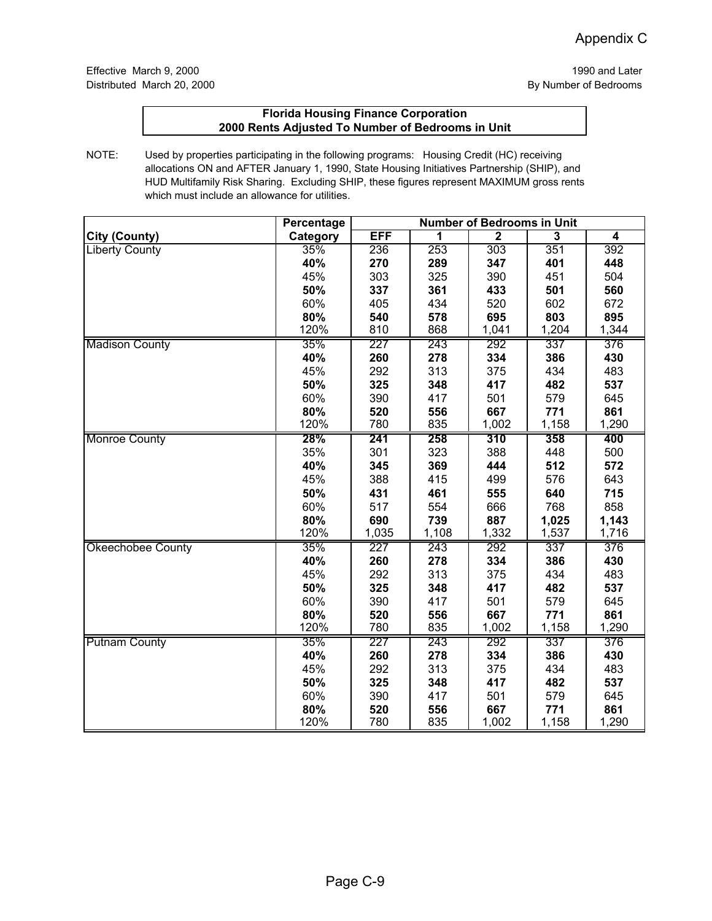Appendix C

Effective March 9, 2000
Distributed March 20, 2000

1990 and Later
By Number of Bedrooms

**Florida Housing Finance Corporation**
**2000 Rents Adjusted To Number of Bedrooms in Unit**

NOTE: Used by properties participating in the following programs: Housing Credit (HC) receiving allocations ON and AFTER January 1, 1990, State Housing Initiatives Partnership (SHIP), and HUD Multifamily Risk Sharing. Excluding SHIP, these figures represent MAXIMUM gross rents which must include an allowance for utilities.

| | Percentage | Number of Bedrooms in Unit | | | | |
|---|---|---|---|---|---|---|
| **City (County)** | **Category** | **EFF** | **1** | **2** | **3** | **4** |
| Liberty County | 35% | 236 | 253 | 303 | 351 | 392 |
| | **40%** | **270** | **289** | **347** | **401** | **448** |
| | 45% | 303 | 325 | 390 | 451 | 504 |
| | **50%** | **337** | **361** | **433** | **501** | **560** |
| | 60% | 405 | 434 | 520 | 602 | 672 |
| | **80%** | **540** | **578** | **695** | **803** | **895** |
| | 120% | 810 | 868 | 1,041 | 1,204 | 1,344 |
| Madison County | 35% | 227 | 243 | 292 | 337 | 376 |
| | **40%** | **260** | **278** | **334** | **386** | **430** |
| | 45% | 292 | 313 | 375 | 434 | 483 |
| | **50%** | **325** | **348** | **417** | **482** | **537** |
| | 60% | 390 | 417 | 501 | 579 | 645 |
| | **80%** | **520** | **556** | **667** | **771** | **861** |
| | 120% | 780 | 835 | 1,002 | 1,158 | 1,290 |
| Monroe County | **28%** | **241** | **258** | **310** | **358** | **400** |
| | 35% | 301 | 323 | 388 | 448 | 500 |
| | **40%** | **345** | **369** | **444** | **512** | **572** |
| | 45% | 388 | 415 | 499 | 576 | 643 |
| | **50%** | **431** | **461** | **555** | **640** | **715** |
| | 60% | 517 | 554 | 666 | 768 | 858 |
| | **80%** | **690** | **739** | **887** | **1,025** | **1,143** |
| | 120% | 1,035 | 1,108 | 1,332 | 1,537 | 1,716 |
| Okeechobee County | 35% | 227 | 243 | 292 | 337 | 376 |
| | **40%** | **260** | **278** | **334** | **386** | **430** |
| | 45% | 292 | 313 | 375 | 434 | 483 |
| | **50%** | **325** | **348** | **417** | **482** | **537** |
| | 60% | 390 | 417 | 501 | 579 | 645 |
| | **80%** | **520** | **556** | **667** | **771** | **861** |
| | 120% | 780 | 835 | 1,002 | 1,158 | 1,290 |
| Putnam County | 35% | 227 | 243 | 292 | 337 | 376 |
| | **40%** | **260** | **278** | **334** | **386** | **430** |
| | 45% | 292 | 313 | 375 | 434 | 483 |
| | **50%** | **325** | **348** | **417** | **482** | **537** |
| | 60% | 390 | 417 | 501 | 579 | 645 |
| | **80%** | **520** | **556** | **667** | **771** | **861** |
| | 120% | 780 | 835 | 1,002 | 1,158 | 1,290 |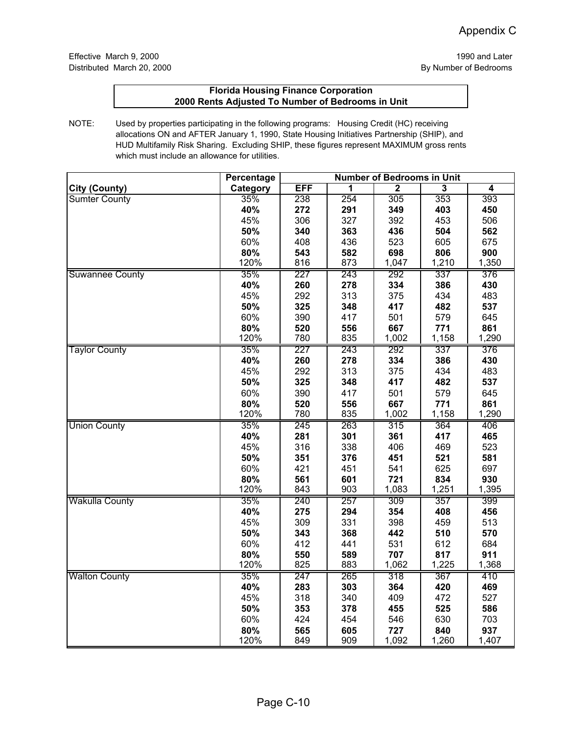Appendix C

Effective March 9, 2000 | 1990 and Later
Distributed March 20, 2000 | By Number of Bedrooms

**Florida Housing Finance Corporation**
**2000 Rents Adjusted To Number of Bedrooms in Unit**

NOTE: Used by properties participating in the following programs: Housing Credit (HC) receiving allocations ON and AFTER January 1, 1990, State Housing Initiatives Partnership (SHIP), and HUD Multifamily Risk Sharing. Excluding SHIP, these figures represent MAXIMUM gross rents which must include an allowance for utilities.

| | Percentage | Number of Bedrooms in Unit | | | | |
|---|---|---|---|---|---|---|
| **City (County)** | **Category** | **EFF** | **1** | **2** | **3** | **4** |
| Sumter County | 35% | 238 | 254 | 305 | 353 | 393 |
| | **40%** | **272** | **291** | **349** | **403** | **450** |
| | 45% | 306 | 327 | 392 | 453 | 506 |
| | **50%** | **340** | **363** | **436** | **504** | **562** |
| | 60% | 408 | 436 | 523 | 605 | 675 |
| | **80%** | **543** | **582** | **698** | **806** | **900** |
| | 120% | 816 | 873 | 1,047 | 1,210 | 1,350 |
| Suwannee County | 35% | 227 | 243 | 292 | 337 | 376 |
| | **40%** | **260** | **278** | **334** | **386** | **430** |
| | 45% | 292 | 313 | 375 | 434 | 483 |
| | **50%** | **325** | **348** | **417** | **482** | **537** |
| | 60% | 390 | 417 | 501 | 579 | 645 |
| | **80%** | **520** | **556** | **667** | **771** | **861** |
| | 120% | 780 | 835 | 1,002 | 1,158 | 1,290 |
| Taylor County | 35% | 227 | 243 | 292 | 337 | 376 |
| | **40%** | **260** | **278** | **334** | **386** | **430** |
| | 45% | 292 | 313 | 375 | 434 | 483 |
| | **50%** | **325** | **348** | **417** | **482** | **537** |
| | 60% | 390 | 417 | 501 | 579 | 645 |
| | **80%** | **520** | **556** | **667** | **771** | **861** |
| | 120% | 780 | 835 | 1,002 | 1,158 | 1,290 |
| Union County | 35% | 245 | 263 | 315 | 364 | 406 |
| | **40%** | **281** | **301** | **361** | **417** | **465** |
| | 45% | 316 | 338 | 406 | 469 | 523 |
| | **50%** | **351** | **376** | **451** | **521** | **581** |
| | 60% | 421 | 451 | 541 | 625 | 697 |
| | **80%** | **561** | **601** | **721** | **834** | **930** |
| | 120% | 843 | 903 | 1,083 | 1,251 | 1,395 |
| Wakulla County | 35% | 240 | 257 | 309 | 357 | 399 |
| | **40%** | **275** | **294** | **354** | **408** | **456** |
| | 45% | 309 | 331 | 398 | 459 | 513 |
| | **50%** | **343** | **368** | **442** | **510** | **570** |
| | 60% | 412 | 441 | 531 | 612 | 684 |
| | **80%** | **550** | **589** | **707** | **817** | **911** |
| | 120% | 825 | 883 | 1,062 | 1,225 | 1,368 |
| Walton County | 35% | 247 | 265 | 318 | 367 | 410 |
| | **40%** | **283** | **303** | **364** | **420** | **469** |
| | 45% | 318 | 340 | 409 | 472 | 527 |
| | **50%** | **353** | **378** | **455** | **525** | **586** |
| | 60% | 424 | 454 | 546 | 630 | 703 |
| | **80%** | **565** | **605** | **727** | **840** | **937** |
| | 120% | 849 | 909 | 1,092 | 1,260 | 1,407 |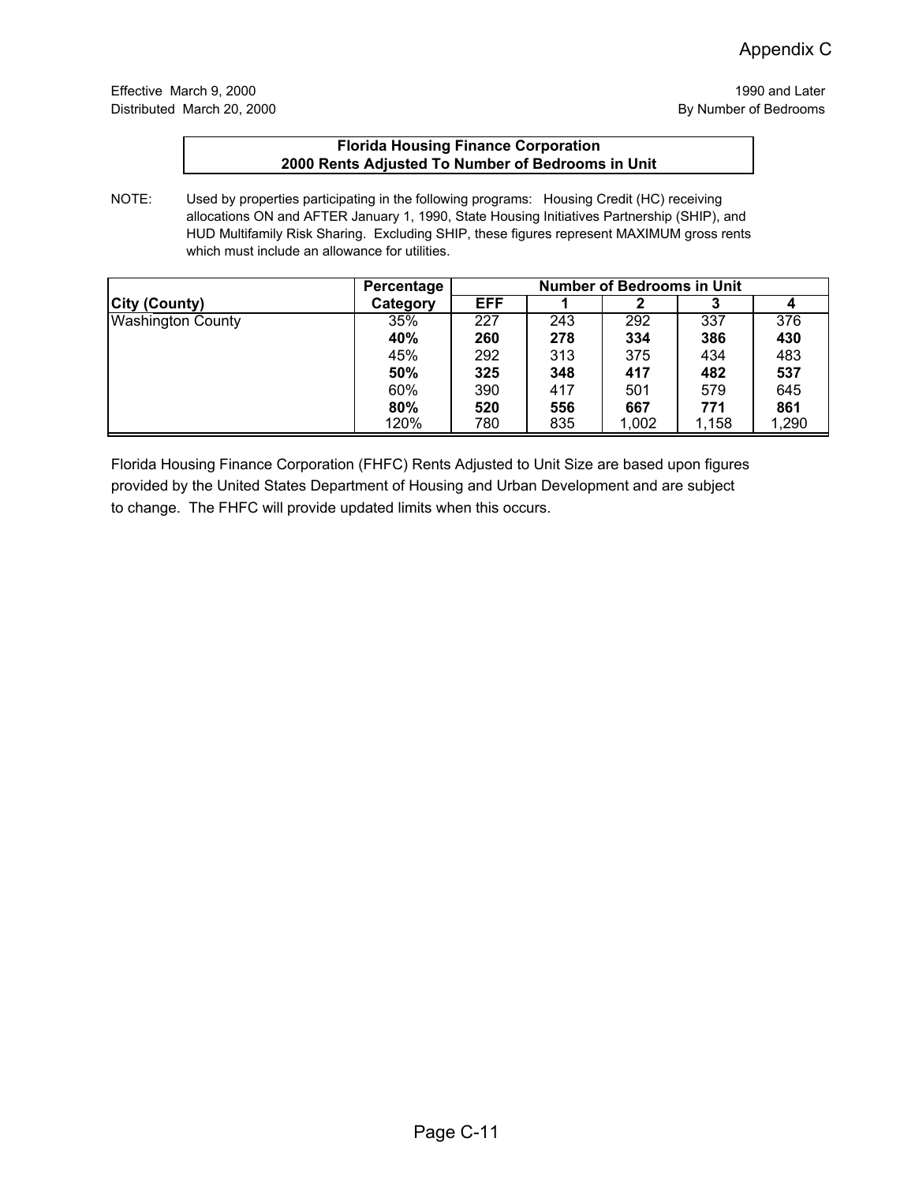Appendix C

Effective March 9, 2000
Distributed March 20, 2000

1990 and Later
By Number of Bedrooms

**Florida Housing Finance Corporation**
**2000 Rents Adjusted To Number of Bedrooms in Unit**

NOTE: Used by properties participating in the following programs: Housing Credit (HC) receiving allocations ON and AFTER January 1, 1990, State Housing Initiatives Partnership (SHIP), and HUD Multifamily Risk Sharing. Excluding SHIP, these figures represent MAXIMUM gross rents which must include an allowance for utilities.

| City (County) | Percentage Category | Number of Bedrooms in Unit EFF | 1 | 2 | 3 | 4 |
|---|---|---|---|---|---|---|
| Washington County | 35% | 227 | 243 | 292 | 337 | 376 |
| | **40%** | **260** | **278** | **334** | **386** | **430** |
| | 45% | 292 | 313 | 375 | 434 | 483 |
| | **50%** | **325** | **348** | **417** | **482** | **537** |
| | 60% | 390 | 417 | 501 | 579 | 645 |
| | **80%** | **520** | **556** | **667** | **771** | **861** |
| | 120% | 780 | 835 | 1,002 | 1,158 | 1,290 |

Florida Housing Finance Corporation (FHFC) Rents Adjusted to Unit Size are based upon figures provided by the United States Department of Housing and Urban Development and are subject to change. The FHFC will provide updated limits when this occurs.